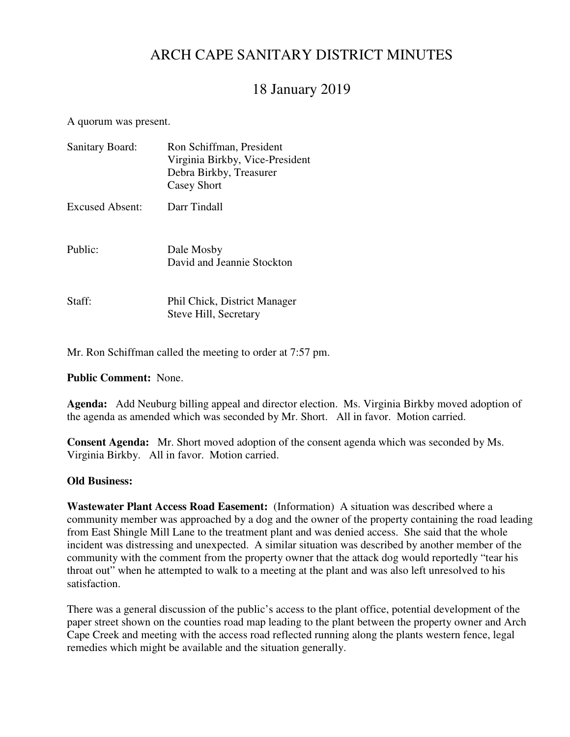# ARCH CAPE SANITARY DISTRICT MINUTES

## 18 January 2019

A quorum was present.

| | |
|---|---|
| Sanitary Board: | Ron Schiffman, President<br>Virginia Birkby, Vice-President<br>Debra Birkby, Treasurer<br>Casey Short |
| Excused Absent: | Darr Tindall |
| Public: | Dale Mosby<br>David and Jeannie Stockton |
| Staff: | Phil Chick, District Manager<br>Steve Hill, Secretary |

Mr. Ron Schiffman called the meeting to order at 7:57 pm.

**Public Comment:** None.

**Agenda:** Add Neuburg billing appeal and director election. Ms. Virginia Birkby moved adoption of the agenda as amended which was seconded by Mr. Short. All in favor. Motion carried.

**Consent Agenda:** Mr. Short moved adoption of the consent agenda which was seconded by Ms. Virginia Birkby. All in favor. Motion carried.

**Old Business:**

**Wastewater Plant Access Road Easement:** (Information) A situation was described where a community member was approached by a dog and the owner of the property containing the road leading from East Shingle Mill Lane to the treatment plant and was denied access. She said that the whole incident was distressing and unexpected. A similar situation was described by another member of the community with the comment from the property owner that the attack dog would reportedly "tear his throat out" when he attempted to walk to a meeting at the plant and was also left unresolved to his satisfaction.

There was a general discussion of the public's access to the plant office, potential development of the paper street shown on the counties road map leading to the plant between the property owner and Arch Cape Creek and meeting with the access road reflected running along the plants western fence, legal remedies which might be available and the situation generally.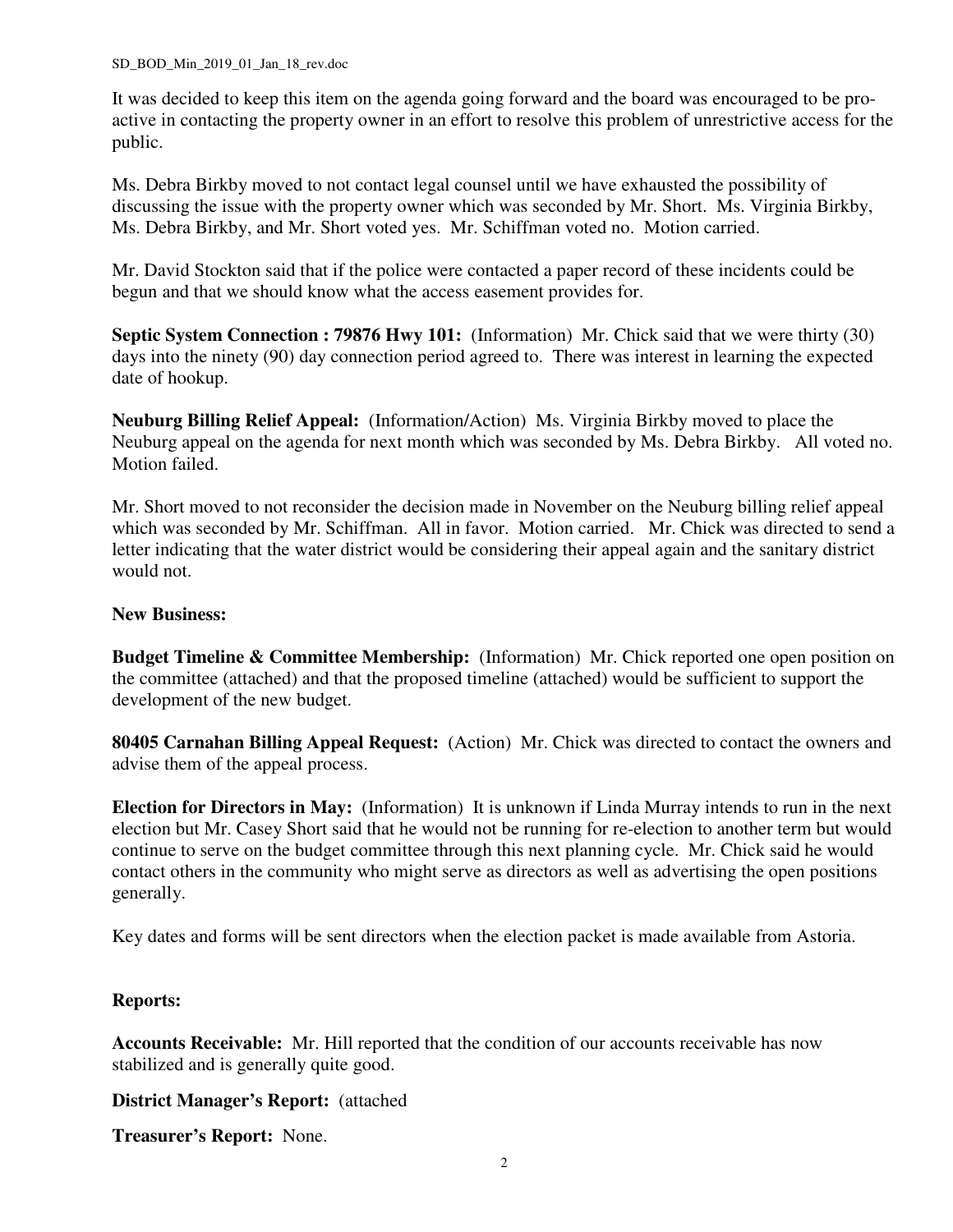It was decided to keep this item on the agenda going forward and the board was encouraged to be pro-active in contacting the property owner in an effort to resolve this problem of unrestrictive access for the public.

Ms. Debra Birkby moved to not contact legal counsel until we have exhausted the possibility of discussing the issue with the property owner which was seconded by Mr. Short. Ms. Virginia Birkby, Ms. Debra Birkby, and Mr. Short voted yes. Mr. Schiffman voted no. Motion carried.

Mr. David Stockton said that if the police were contacted a paper record of these incidents could be begun and that we should know what the access easement provides for.

**Septic System Connection : 79876 Hwy 101:** (Information) Mr. Chick said that we were thirty (30) days into the ninety (90) day connection period agreed to. There was interest in learning the expected date of hookup.

**Neuburg Billing Relief Appeal:** (Information/Action) Ms. Virginia Birkby moved to place the Neuburg appeal on the agenda for next month which was seconded by Ms. Debra Birkby. All voted no. Motion failed.

Mr. Short moved to not reconsider the decision made in November on the Neuburg billing relief appeal which was seconded by Mr. Schiffman. All in favor. Motion carried. Mr. Chick was directed to send a letter indicating that the water district would be considering their appeal again and the sanitary district would not.

**New Business:**

**Budget Timeline & Committee Membership:** (Information) Mr. Chick reported one open position on the committee (attached) and that the proposed timeline (attached) would be sufficient to support the development of the new budget.

**80405 Carnahan Billing Appeal Request:** (Action) Mr. Chick was directed to contact the owners and advise them of the appeal process.

**Election for Directors in May:** (Information) It is unknown if Linda Murray intends to run in the next election but Mr. Casey Short said that he would not be running for re-election to another term but would continue to serve on the budget committee through this next planning cycle. Mr. Chick said he would contact others in the community who might serve as directors as well as advertising the open positions generally.

Key dates and forms will be sent directors when the election packet is made available from Astoria.

**Reports:**

**Accounts Receivable:** Mr. Hill reported that the condition of our accounts receivable has now stabilized and is generally quite good.

**District Manager's Report:** (attached

**Treasurer's Report:** None.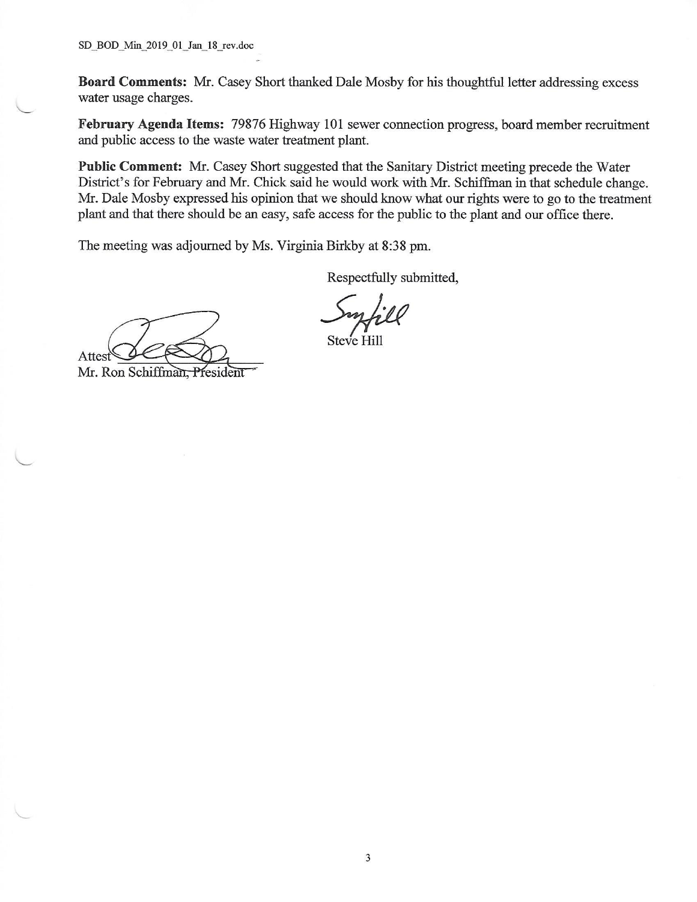**Board Comments:** Mr. Casey Short thanked Dale Mosby for his thoughtful letter addressing excess water usage charges.

**February Agenda Items:** 79876 Highway 101 sewer connection progress, board member recruitment and public access to the waste water treatment plant.

**Public Comment:** Mr. Casey Short suggested that the Sanitary District meeting precede the Water District's for February and Mr. Chick said he would work with Mr. Schiffman in that schedule change. Mr. Dale Mosby expressed his opinion that we should know what our rights were to go to the treatment plant and that there should be an easy, safe access for the public to the plant and our office there.

The meeting was adjourned by Ms. Virginia Birkby at 8:38 pm.

Respectfully submitted,

Steve Hill

Attest

Mr. Ron Schiffman, President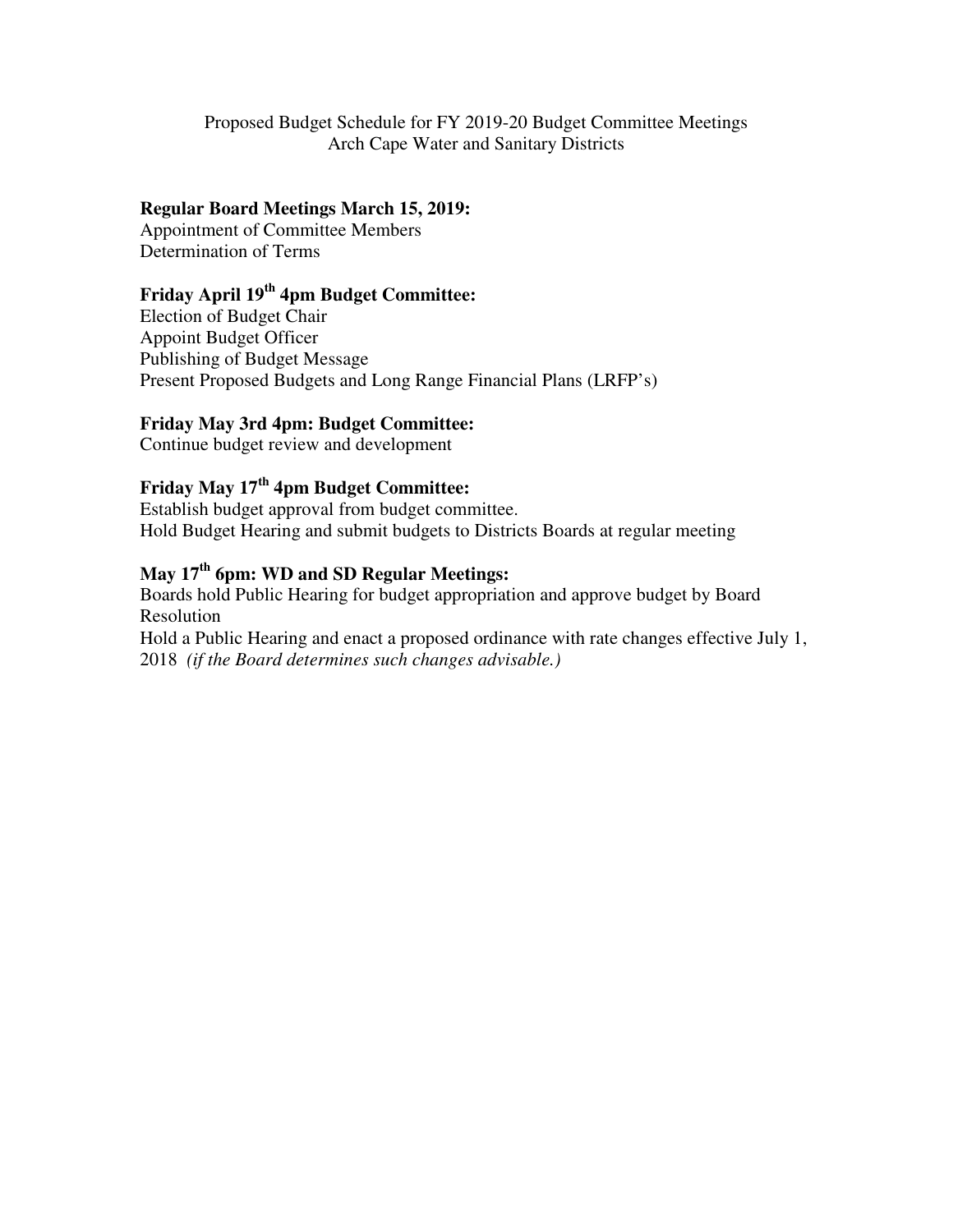Proposed Budget Schedule for FY 2019-20 Budget Committee Meetings
Arch Cape Water and Sanitary Districts

**Regular Board Meetings March 15, 2019:**
Appointment of Committee Members
Determination of Terms

**Friday April 19th 4pm Budget Committee:**
Election of Budget Chair
Appoint Budget Officer
Publishing of Budget Message
Present Proposed Budgets and Long Range Financial Plans (LRFP's)

**Friday May 3rd 4pm: Budget Committee:**
Continue budget review and development

**Friday May 17th 4pm Budget Committee:**
Establish budget approval from budget committee.
Hold Budget Hearing and submit budgets to Districts Boards at regular meeting

**May 17th 6pm: WD and SD Regular Meetings:**
Boards hold Public Hearing for budget appropriation and approve budget by Board Resolution
Hold a Public Hearing and enact a proposed ordinance with rate changes effective July 1, 2018 *(if the Board determines such changes advisable.)*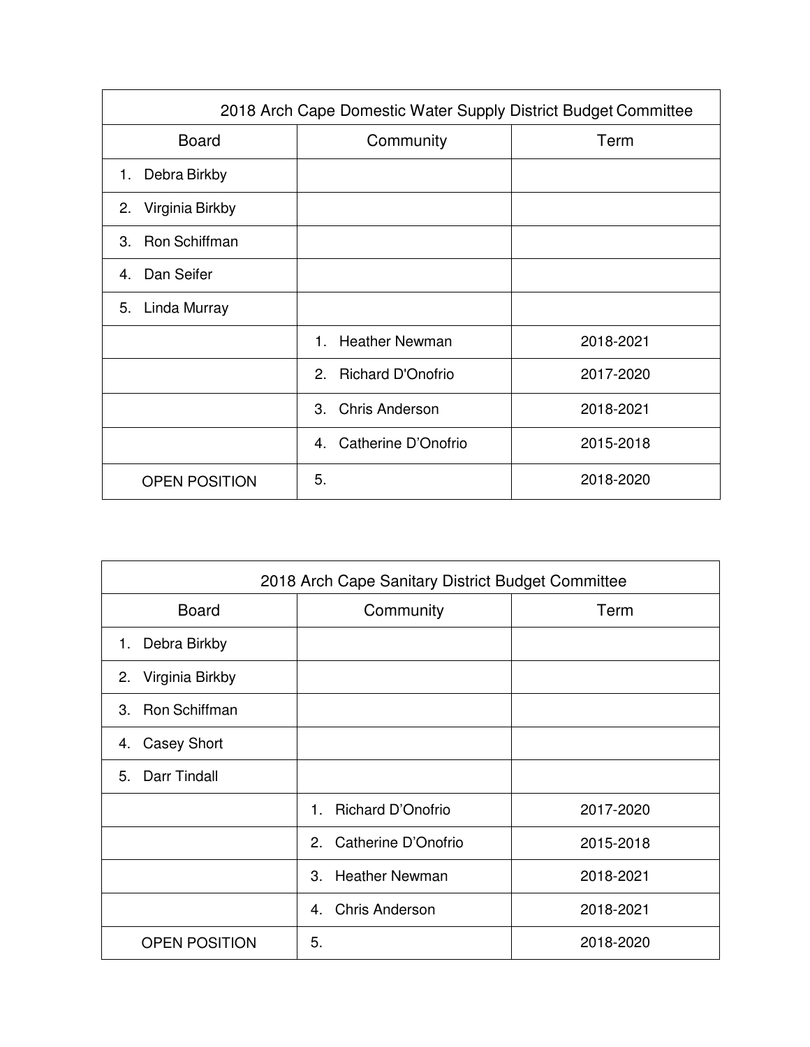| 2018 Arch Cape Domestic Water Supply District Budget Committee | | |
|---|---|---|
| **Board** | **Community** | **Term** |
| 1. Debra Birkby | | |
| 2. Virginia Birkby | | |
| 3. Ron Schiffman | | |
| 4. Dan Seifer | | |
| 5. Linda Murray | | |
| | 1. Heather Newman | 2018-2021 |
| | 2. Richard D'Onofrio | 2017-2020 |
| | 3. Chris Anderson | 2018-2021 |
| | 4. Catherine D'Onofrio | 2015-2018 |
| OPEN POSITION | 5. | 2018-2020 |

| 2018 Arch Cape Sanitary District Budget Committee | | |
|---|---|---|
| **Board** | **Community** | **Term** |
| 1. Debra Birkby | | |
| 2. Virginia Birkby | | |
| 3. Ron Schiffman | | |
| 4. Casey Short | | |
| 5. Darr Tindall | | |
| | 1. Richard D'Onofrio | 2017-2020 |
| | 2. Catherine D'Onofrio | 2015-2018 |
| | 3. Heather Newman | 2018-2021 |
| | 4. Chris Anderson | 2018-2021 |
| OPEN POSITION | 5. | 2018-2020 |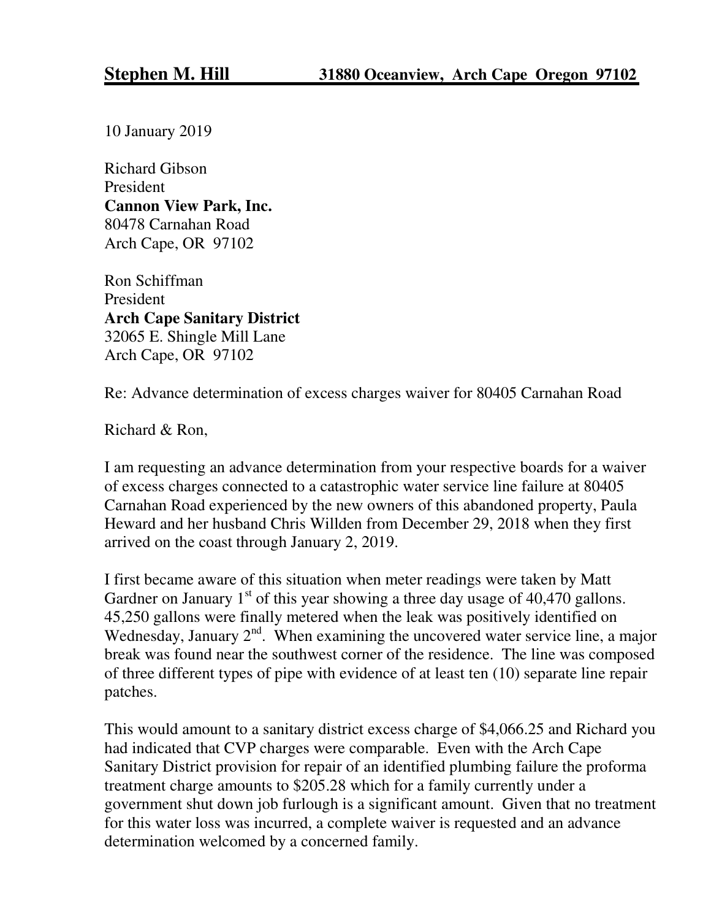**Stephen M. Hill** **31880 Oceanview, Arch Cape Oregon 97102**

10 January 2019

Richard Gibson
President
**Cannon View Park, Inc.**
80478 Carnahan Road
Arch Cape, OR 97102

Ron Schiffman
President
**Arch Cape Sanitary District**
32065 E. Shingle Mill Lane
Arch Cape, OR 97102

Re: Advance determination of excess charges waiver for 80405 Carnahan Road

Richard & Ron,

I am requesting an advance determination from your respective boards for a waiver of excess charges connected to a catastrophic water service line failure at 80405 Carnahan Road experienced by the new owners of this abandoned property, Paula Heward and her husband Chris Willden from December 29, 2018 when they first arrived on the coast through January 2, 2019.

I first became aware of this situation when meter readings were taken by Matt Gardner on January 1st of this year showing a three day usage of 40,470 gallons. 45,250 gallons were finally metered when the leak was positively identified on Wednesday, January 2nd. When examining the uncovered water service line, a major break was found near the southwest corner of the residence. The line was composed of three different types of pipe with evidence of at least ten (10) separate line repair patches.

This would amount to a sanitary district excess charge of $4,066.25 and Richard you had indicated that CVP charges were comparable. Even with the Arch Cape Sanitary District provision for repair of an identified plumbing failure the proforma treatment charge amounts to $205.28 which for a family currently under a government shut down job furlough is a significant amount. Given that no treatment for this water loss was incurred, a complete waiver is requested and an advance determination welcomed by a concerned family.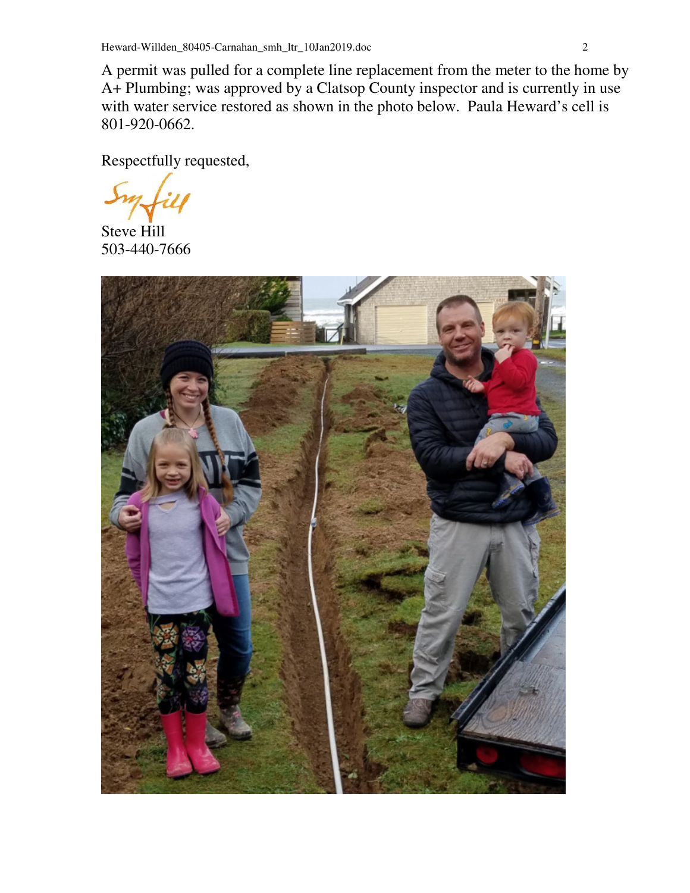A permit was pulled for a complete line replacement from the meter to the home by A+ Plumbing; was approved by a Clatsop County inspector and is currently in use with water service restored as shown in the photo below. Paula Heward's cell is 801-920-0662.

Respectfully requested,

Steve Hill
503-440-7666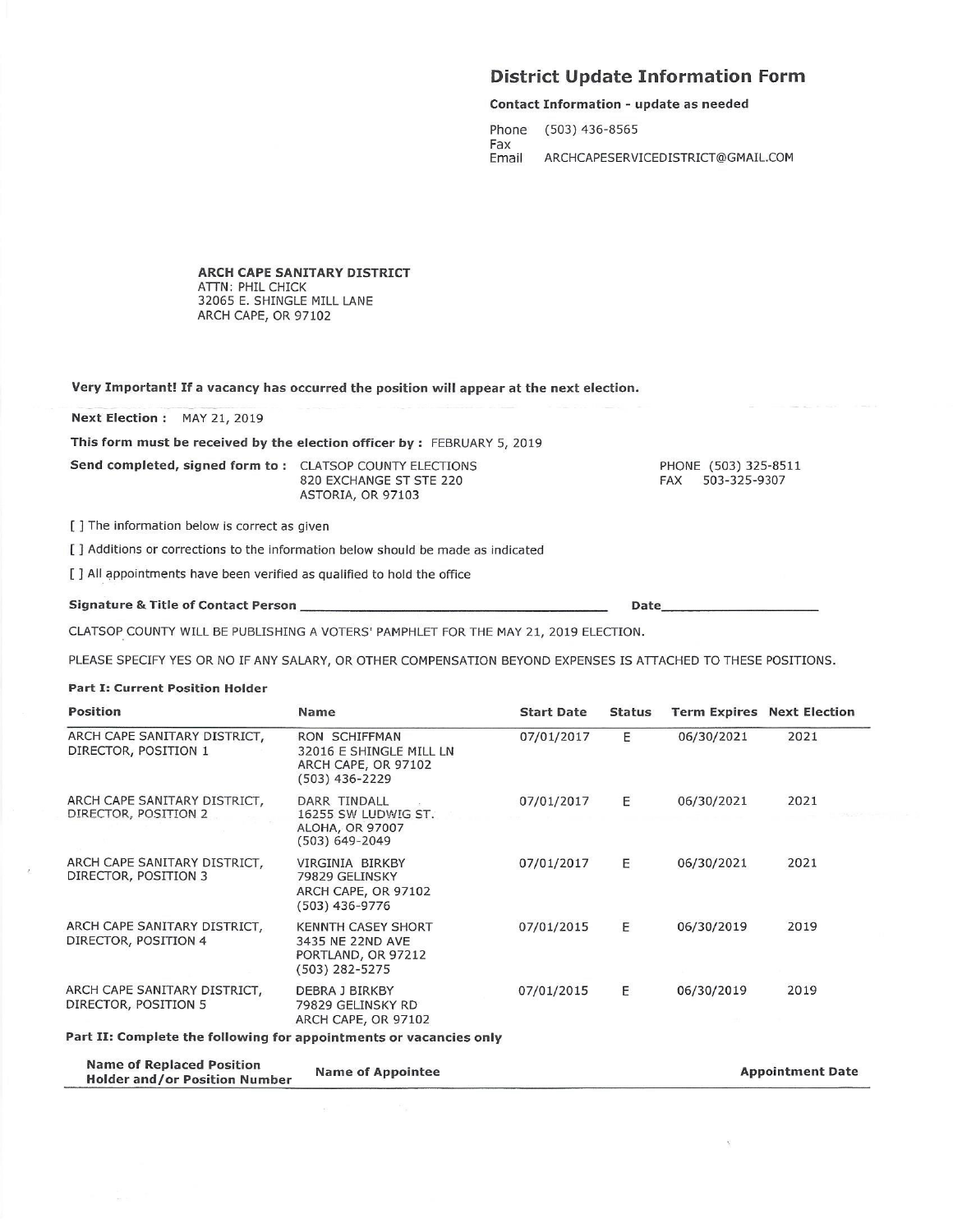## District Update Information Form

**Contact Information - update as needed**

Phone (503) 436-8565
Fax
Email ARCHCAPESERVICEDISTRICT@GMAIL.COM

**ARCH CAPE SANITARY DISTRICT**
ATTN: PHIL CHICK
32065 E. SHINGLE MILL LANE
ARCH CAPE, OR 97102

**Very Important! If a vacancy has occurred the position will appear at the next election.**

**Next Election :** MAY 21, 2019

**This form must be received by the election officer by :** FEBRUARY 5, 2019

**Send completed, signed form to :** CLATSOP COUNTY ELECTIONS
820 EXCHANGE ST STE 220
ASTORIA, OR 97103

PHONE (503) 325-8511
FAX 503-325-9307

[ ] The information below is correct as given

[ ] Additions or corrections to the information below should be made as indicated

[ ] All appointments have been verified as qualified to hold the office

**Signature & Title of Contact Person** ________________________ **Date**____________

CLATSOP COUNTY WILL BE PUBLISHING A VOTERS' PAMPHLET FOR THE MAY 21, 2019 ELECTION.

PLEASE SPECIFY YES OR NO IF ANY SALARY, OR OTHER COMPENSATION BEYOND EXPENSES IS ATTACHED TO THESE POSITIONS.

**Part I: Current Position Holder**

| Position | Name | Start Date | Status | Term Expires | Next Election |
|---|---|---|---|---|---|
| ARCH CAPE SANITARY DISTRICT, DIRECTOR, POSITION 1 | RON SCHIFFMAN<br>32016 E SHINGLE MILL LN<br>ARCH CAPE, OR 97102<br>(503) 436-2229 | 07/01/2017 | E | 06/30/2021 | 2021 |
| ARCH CAPE SANITARY DISTRICT, DIRECTOR, POSITION 2 | DARR TINDALL<br>16255 SW LUDWIG ST.<br>ALOHA, OR 97007<br>(503) 649-2049 | 07/01/2017 | E | 06/30/2021 | 2021 |
| ARCH CAPE SANITARY DISTRICT, DIRECTOR, POSITION 3 | VIRGINIA BIRKBY<br>79829 GELINSKY<br>ARCH CAPE, OR 97102<br>(503) 436-9776 | 07/01/2017 | E | 06/30/2021 | 2021 |
| ARCH CAPE SANITARY DISTRICT, DIRECTOR, POSITION 4 | KENNTH CASEY SHORT<br>3435 NE 22ND AVE<br>PORTLAND, OR 97212<br>(503) 282-5275 | 07/01/2015 | E | 06/30/2019 | 2019 |
| ARCH CAPE SANITARY DISTRICT, DIRECTOR, POSITION 5 | DEBRA J BIRKBY<br>79829 GELINSKY RD<br>ARCH CAPE, OR 97102 | 07/01/2015 | E | 06/30/2019 | 2019 |

**Part II: Complete the following for appointments or vacancies only**

| Name of Replaced Position Holder and/or Position Number | Name of Appointee | Appointment Date |
|---|---|---|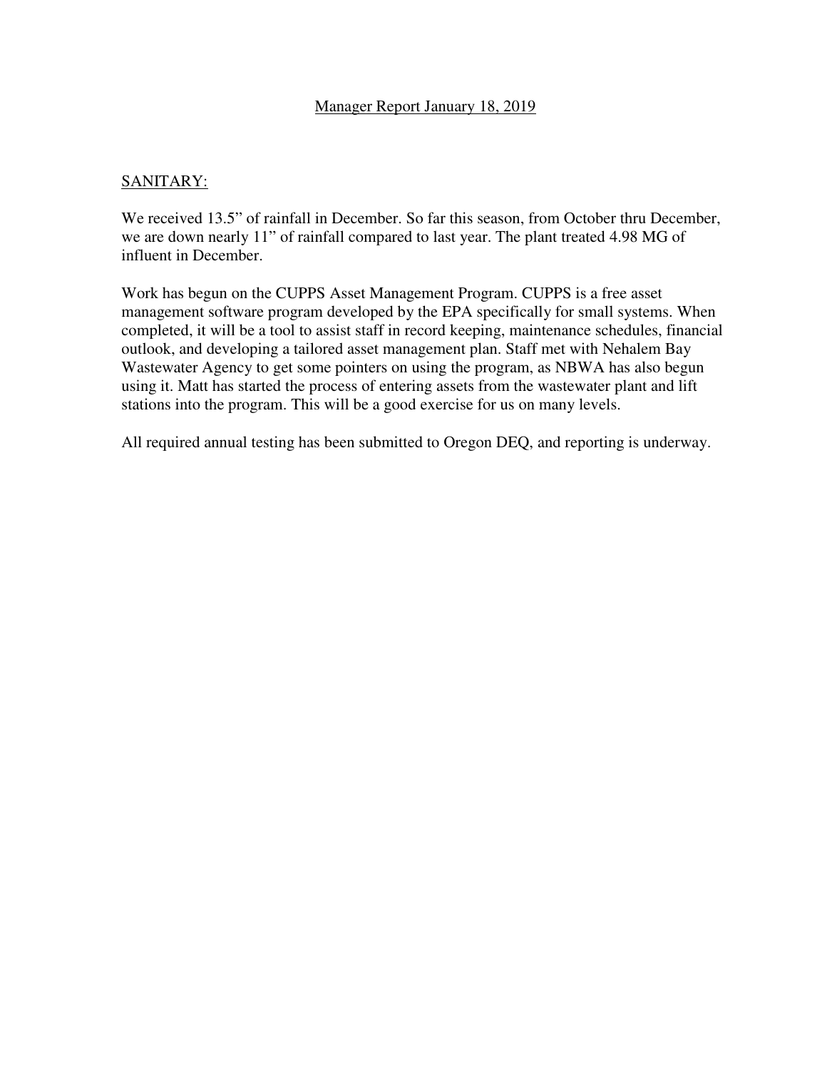# Manager Report January 18, 2019

## SANITARY:

We received 13.5” of rainfall in December. So far this season, from October thru December, we are down nearly 11” of rainfall compared to last year. The plant treated 4.98 MG of influent in December.

Work has begun on the CUPPS Asset Management Program. CUPPS is a free asset management software program developed by the EPA specifically for small systems. When completed, it will be a tool to assist staff in record keeping, maintenance schedules, financial outlook, and developing a tailored asset management plan. Staff met with Nehalem Bay Wastewater Agency to get some pointers on using the program, as NBWA has also begun using it. Matt has started the process of entering assets from the wastewater plant and lift stations into the program. This will be a good exercise for us on many levels.

All required annual testing has been submitted to Oregon DEQ, and reporting is underway.